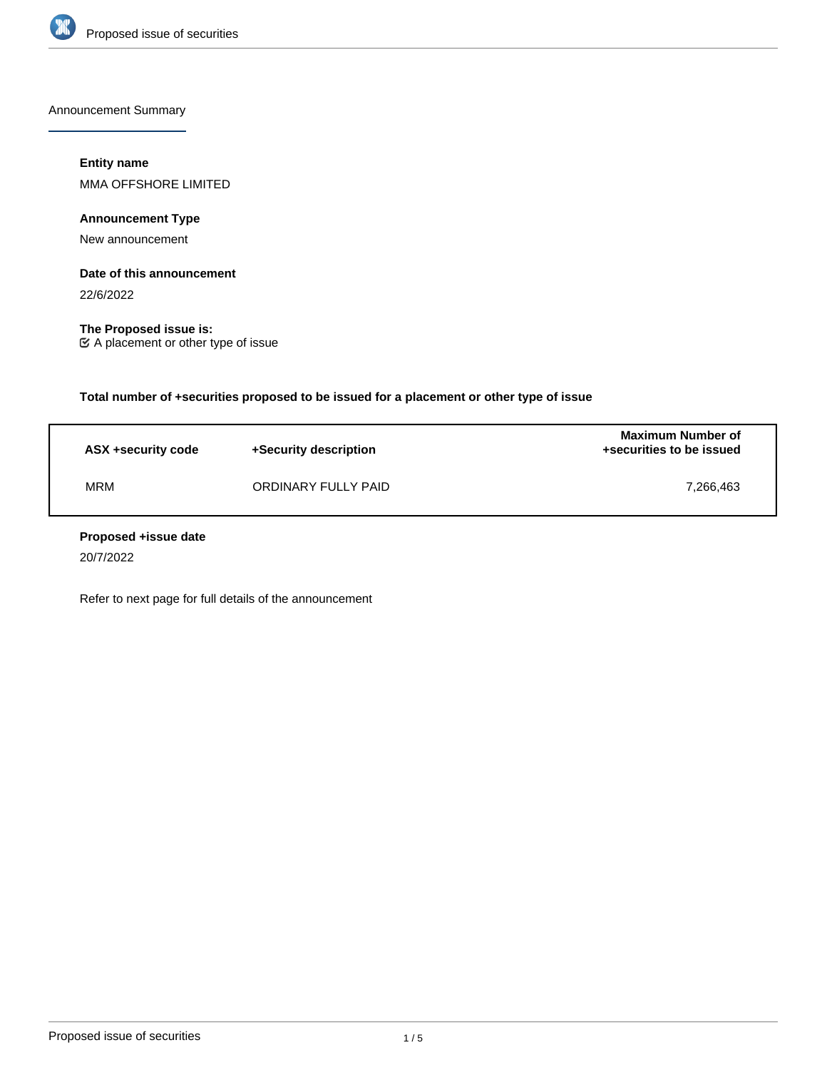Announcement Summary

**Entity name**

MMA OFFSHORE LIMITED

**Announcement Type**

New announcement

**Date of this announcement**

22/6/2022

**The Proposed issue is:**

☑ A placement or other type of issue

**Total number of +securities proposed to be issued for a placement or other type of issue**

| ASX +security code | +Security description | Maximum Number of +securities to be issued |
| --- | --- | --- |
| MRM | ORDINARY FULLY PAID | 7,266,463 |

**Proposed +issue date**

20/7/2022

Refer to next page for full details of the announcement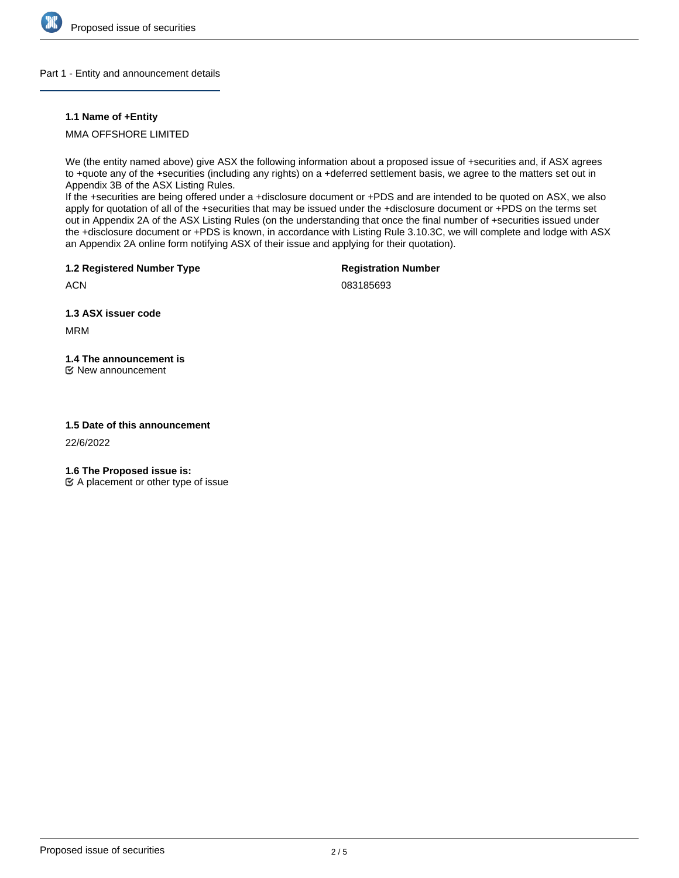## Part 1 - Entity and announcement details

### 1.1 Name of +Entity

MMA OFFSHORE LIMITED

We (the entity named above) give ASX the following information about a proposed issue of +securities and, if ASX agrees to +quote any of the +securities (including any rights) on a +deferred settlement basis, we agree to the matters set out in Appendix 3B of the ASX Listing Rules.
If the +securities are being offered under a +disclosure document or +PDS and are intended to be quoted on ASX, we also apply for quotation of all of the +securities that may be issued under the +disclosure document or +PDS on the terms set out in Appendix 2A of the ASX Listing Rules (on the understanding that once the final number of +securities issued under the +disclosure document or +PDS is known, in accordance with Listing Rule 3.10.3C, we will complete and lodge with ASX an Appendix 2A online form notifying ASX of their issue and applying for their quotation).

### 1.2 Registered Number Type

ACN

**Registration Number**

083185693

### 1.3 ASX issuer code

MRM

### 1.4 The announcement is

☑ New announcement

### 1.5 Date of this announcement

22/6/2022

### 1.6 The Proposed issue is:

☑ A placement or other type of issue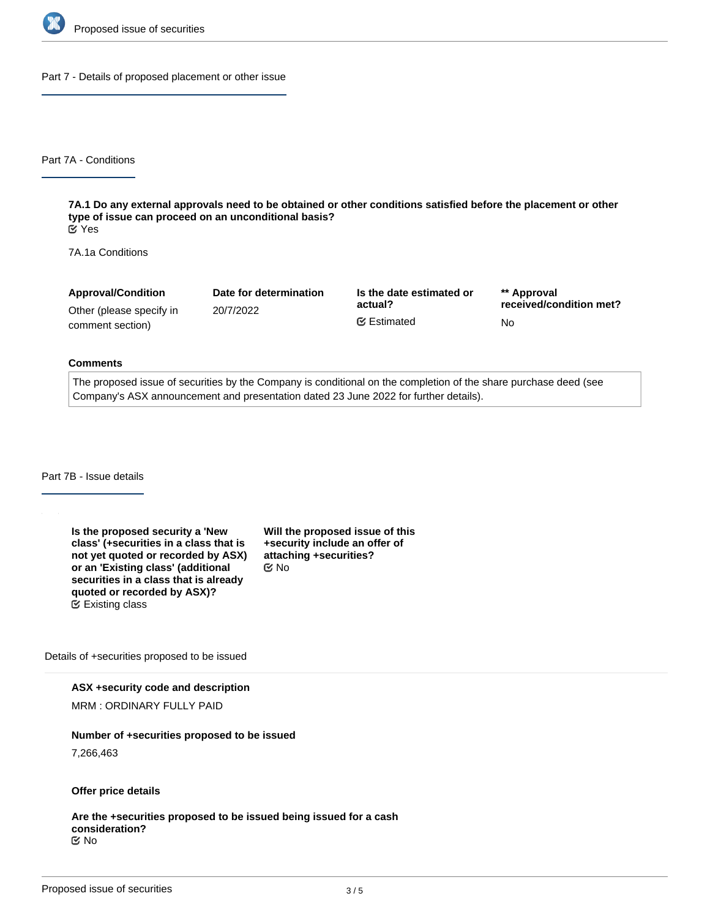## Part 7 - Details of proposed placement or other issue

### Part 7A - Conditions

**7A.1 Do any external approvals need to be obtained or other conditions satisfied before the placement or other type of issue can proceed on an unconditional basis?**
Yes

7A.1a Conditions

| Approval/Condition | Date for determination | Is the date estimated or actual? | ** Approval received/condition met? |
|---|---|---|---|
| Other (please specify in comment section) | 20/7/2022 | Estimated | No |

**Comments**

The proposed issue of securities by the Company is conditional on the completion of the share purchase deed (see Company's ASX announcement and presentation dated 23 June 2022 for further details).

### Part 7B - Issue details

**Is the proposed security a 'New class' (+securities in a class that is not yet quoted or recorded by ASX) or an 'Existing class' (additional securities in a class that is already quoted or recorded by ASX)?**
Existing class

**Will the proposed issue of this +security include an offer of attaching +securities?**
No

Details of +securities proposed to be issued

**ASX +security code and description**

MRM : ORDINARY FULLY PAID

**Number of +securities proposed to be issued**

7,266,463

**Offer price details**

**Are the +securities proposed to be issued being issued for a cash consideration?**
No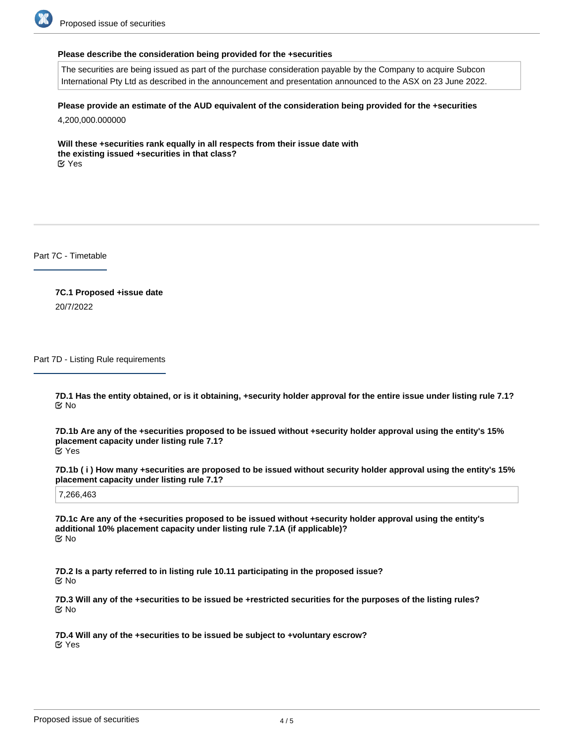**Please describe the consideration being provided for the +securities**

The securities are being issued as part of the purchase consideration payable by the Company to acquire Subcon International Pty Ltd as described in the announcement and presentation announced to the ASX on 23 June 2022.

**Please provide an estimate of the AUD equivalent of the consideration being provided for the +securities**

4,200,000.000000

**Will these +securities rank equally in all respects from their issue date with the existing issued +securities in that class?**

☑ Yes

## Part 7C - Timetable

**7C.1 Proposed +issue date**

20/7/2022

## Part 7D - Listing Rule requirements

**7D.1 Has the entity obtained, or is it obtaining, +security holder approval for the entire issue under listing rule 7.1?**

☑ No

**7D.1b Are any of the +securities proposed to be issued without +security holder approval using the entity's 15% placement capacity under listing rule 7.1?**

☑ Yes

**7D.1b ( i ) How many +securities are proposed to be issued without security holder approval using the entity's 15% placement capacity under listing rule 7.1?**

7,266,463

**7D.1c Are any of the +securities proposed to be issued without +security holder approval using the entity's additional 10% placement capacity under listing rule 7.1A (if applicable)?**

☑ No

**7D.2 Is a party referred to in listing rule 10.11 participating in the proposed issue?**

☑ No

**7D.3 Will any of the +securities to be issued be +restricted securities for the purposes of the listing rules?**

☑ No

**7D.4 Will any of the +securities to be issued be subject to +voluntary escrow?**

☑ Yes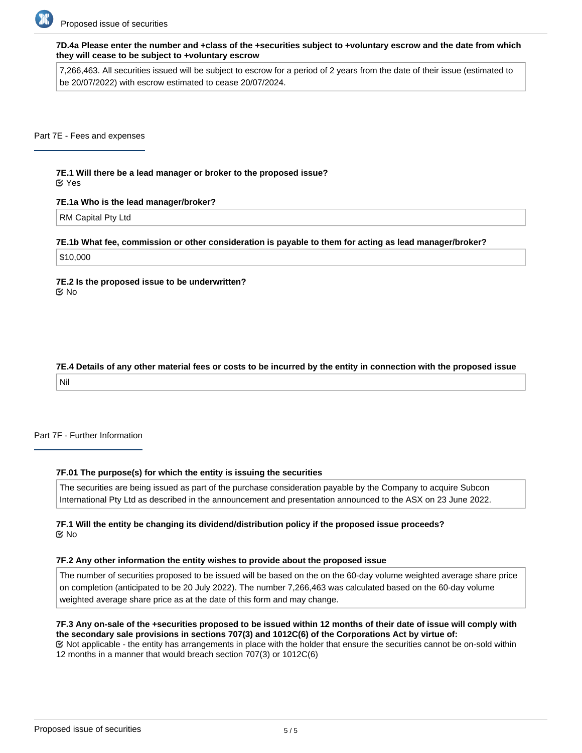**7D.4a Please enter the number and +class of the +securities subject to +voluntary escrow and the date from which they will cease to be subject to +voluntary escrow**

7,266,463. All securities issued will be subject to escrow for a period of 2 years from the date of their issue (estimated to be 20/07/2022) with escrow estimated to cease 20/07/2024.

## Part 7E - Fees and expenses

**7E.1 Will there be a lead manager or broker to the proposed issue?**

☑ Yes

**7E.1a Who is the lead manager/broker?**

RM Capital Pty Ltd

**7E.1b What fee, commission or other consideration is payable to them for acting as lead manager/broker?**

$10,000

**7E.2 Is the proposed issue to be underwritten?**

☑ No

**7E.4 Details of any other material fees or costs to be incurred by the entity in connection with the proposed issue**

Nil

## Part 7F - Further Information

**7F.01 The purpose(s) for which the entity is issuing the securities**

The securities are being issued as part of the purchase consideration payable by the Company to acquire Subcon International Pty Ltd as described in the announcement and presentation announced to the ASX on 23 June 2022.

**7F.1 Will the entity be changing its dividend/distribution policy if the proposed issue proceeds?**

☑ No

**7F.2 Any other information the entity wishes to provide about the proposed issue**

The number of securities proposed to be issued will be based on the on the 60-day volume weighted average share price on completion (anticipated to be 20 July 2022). The number 7,266,463 was calculated based on the 60-day volume weighted average share price as at the date of this form and may change.

**7F.3 Any on-sale of the +securities proposed to be issued within 12 months of their date of issue will comply with the secondary sale provisions in sections 707(3) and 1012C(6) of the Corporations Act by virtue of:**

☑ Not applicable - the entity has arrangements in place with the holder that ensure the securities cannot be on-sold within 12 months in a manner that would breach section 707(3) or 1012C(6)